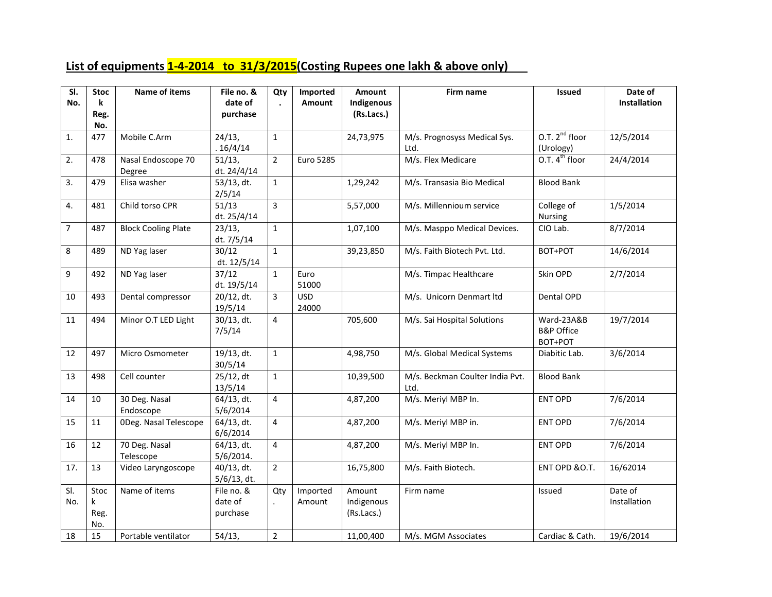## List of equipments 1-4-2014 to 31/3/2015(Costing Rupees one lakh & above only)

| Sl. No. | Stock Reg. No. | Name of items | File no. & date of purchase | Qty. | Imported Amount | Amount Indigenous (Rs.Lacs.) | Firm name | Issued | Date of Installation |
|---|---|---|---|---|---|---|---|---|---|
| 1. | 477 | Mobile C.Arm | 24/13, . 16/4/14 | 1 | | 24,73,975 | M/s. Prognosyss Medical Sys. Ltd. | O.T. 2nd floor (Urology) | 12/5/2014 |
| 2. | 478 | Nasal Endoscope 70 Degree | 51/13, dt. 24/4/14 | 2 | Euro 5285 | | M/s. Flex Medicare | O.T. 4th floor | 24/4/2014 |
| 3. | 479 | Elisa washer | 53/13, dt. 2/5/14 | 1 | | 1,29,242 | M/s. Transasia Bio Medical | Blood Bank | |
| 4. | 481 | Child torso CPR | 51/13 dt. 25/4/14 | 3 | | 5,57,000 | M/s. Millennioum service | College of Nursing | 1/5/2014 |
| 7 | 487 | Block Cooling Plate | 23/13, dt. 7/5/14 | 1 | | 1,07,100 | M/s. Masppo Medical Devices. | CIO Lab. | 8/7/2014 |
| 8 | 489 | ND Yag laser | 30/12 dt. 12/5/14 | 1 | | 39,23,850 | M/s. Faith Biotech Pvt. Ltd. | BOT+POT | 14/6/2014 |
| 9 | 492 | ND Yag laser | 37/12 dt. 19/5/14 | 1 | Euro 51000 | | M/s. Timpac Healthcare | Skin OPD | 2/7/2014 |
| 10 | 493 | Dental compressor | 20/12, dt. 19/5/14 | 3 | USD 24000 | | M/s. Unicorn Denmart ltd | Dental OPD | |
| 11 | 494 | Minor O.T LED Light | 30/13, dt. 7/5/14 | 4 | | 705,600 | M/s. Sai Hospital Solutions | Ward-23A&B B&P Office BOT+POT | 19/7/2014 |
| 12 | 497 | Micro Osmometer | 19/13, dt. 30/5/14 | 1 | | 4,98,750 | M/s. Global Medical Systems | Diabitic Lab. | 3/6/2014 |
| 13 | 498 | Cell counter | 25/12, dt 13/5/14 | 1 | | 10,39,500 | M/s. Beckman Coulter India Pvt. Ltd. | Blood Bank | |
| 14 | 10 | 30 Deg. Nasal Endoscope | 64/13, dt. 5/6/2014 | 4 | | 4,87,200 | M/s. Meriyl MBP In. | ENT OPD | 7/6/2014 |
| 15 | 11 | 0Deg. Nasal Telescope | 64/13, dt. 6/6/2014 | 4 | | 4,87,200 | M/s. Meriyl MBP in. | ENT OPD | 7/6/2014 |
| 16 | 12 | 70 Deg. Nasal Telescope | 64/13, dt. 5/6/2014. | 4 | | 4,87,200 | M/s. Meriyl MBP In. | ENT OPD | 7/6/2014 |
| 17. | 13 | Video Laryngoscope | 40/13, dt. 5/6/13, dt. | 2 | | 16,75,800 | M/s. Faith Biotech. | ENT OPD &O.T. | 16/62014 |
| 18 | 15 | Portable ventilator | 54/13, | 2 | | 11,00,400 | M/s. MGM Associates | Cardiac & Cath. | 19/6/2014 |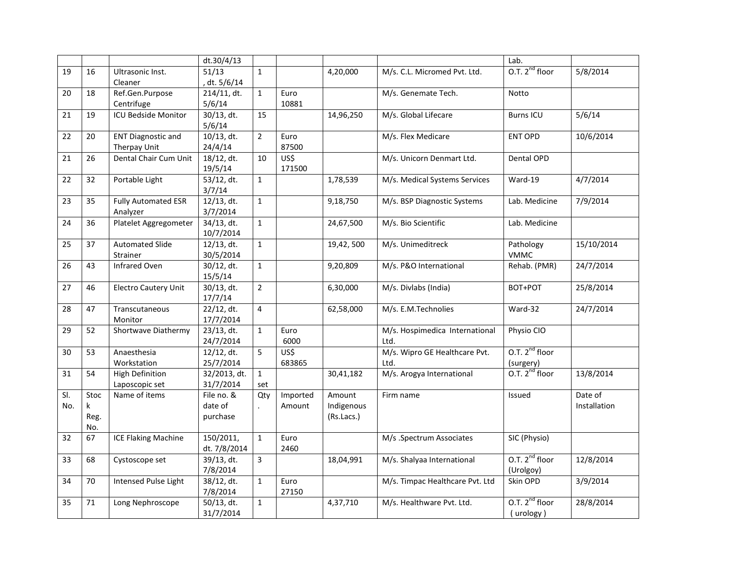| | | | dt.30/4/13 | | | | | Lab. | |
|---|---|---|---|---|---|---|---|---|---|
| 19 | 16 | Ultrasonic Inst. Cleaner | 51/13 , dt. 5/6/14 | 1 | | 4,20,000 | M/s. C.L. Micromed Pvt. Ltd. | O.T. 2nd floor | 5/8/2014 |
| 20 | 18 | Ref.Gen.Purpose Centrifuge | 214/11, dt. 5/6/14 | 1 | Euro 10881 | | M/s. Genemate Tech. | Notto | |
| 21 | 19 | ICU Bedside Monitor | 30/13, dt. 5/6/14 | 15 | | 14,96,250 | M/s. Global Lifecare | Burns ICU | 5/6/14 |
| 22 | 20 | ENT Diagnostic and Therpay Unit | 10/13, dt. 24/4/14 | 2 | Euro 87500 | | M/s. Flex Medicare | ENT OPD | 10/6/2014 |
| 21 | 26 | Dental Chair Cum Unit | 18/12, dt. 19/5/14 | 10 | US$ 171500 | | M/s. Unicorn Denmart Ltd. | Dental OPD | |
| 22 | 32 | Portable Light | 53/12, dt. 3/7/14 | 1 | | 1,78,539 | M/s. Medical Systems Services | Ward-19 | 4/7/2014 |
| 23 | 35 | Fully Automated ESR Analyzer | 12/13, dt. 3/7/2014 | 1 | | 9,18,750 | M/s. BSP Diagnostic Systems | Lab. Medicine | 7/9/2014 |
| 24 | 36 | Platelet Aggregometer | 34/13, dt. 10/7/2014 | 1 | | 24,67,500 | M/s. Bio Scientific | Lab. Medicine | |
| 25 | 37 | Automated Slide Strainer | 12/13, dt. 30/5/2014 | 1 | | 19,42, 500 | M/s. Unimeditreck | Pathology VMMC | 15/10/2014 |
| 26 | 43 | Infrared Oven | 30/12, dt. 15/5/14 | 1 | | 9,20,809 | M/s. P&O International | Rehab. (PMR) | 24/7/2014 |
| 27 | 46 | Electro Cautery Unit | 30/13, dt. 17/7/14 | 2 | | 6,30,000 | M/s. Divlabs (India) | BOT+POT | 25/8/2014 |
| 28 | 47 | Transcutaneous Monitor | 22/12, dt. 17/7/2014 | 4 | | 62,58,000 | M/s. E.M.Technolies | Ward-32 | 24/7/2014 |
| 29 | 52 | Shortwave Diathermy | 23/13, dt. 24/7/2014 | 1 | Euro 6000 | | M/s. Hospimedica International Ltd. | Physio CIO | |
| 30 | 53 | Anaesthesia Workstation | 12/12, dt. 25/7/2014 | 5 | US$ 683865 | | M/s. Wipro GE Healthcare Pvt. Ltd. | O.T. 2nd floor (surgery) | |
| 31 | 54 | High Definition Laposcopic set | 32/2013, dt. 31/7/2014 | 1 set | | 30,41,182 | M/s. Arogya International | O.T. 2nd floor | 13/8/2014 |
| Sl. No. | Stock Reg. No. | Name of items | File no. & date of purchase | Qty. | Imported Amount | Amount Indigenous (Rs.Lacs.) | Firm name | Issued | Date of Installation |
| 32 | 67 | ICE Flaking Machine | 150/2011, dt. 7/8/2014 | 1 | Euro 2460 | | M/s .Spectrum Associates | SIC (Physio) | |
| 33 | 68 | Cystoscope set | 39/13, dt. 7/8/2014 | 3 | | 18,04,991 | M/s. Shalyaa International | O.T. 2nd floor (Urolgoy) | 12/8/2014 |
| 34 | 70 | Intensed Pulse Light | 38/12, dt. 7/8/2014 | 1 | Euro 27150 | | M/s. Timpac Healthcare Pvt. Ltd | Skin OPD | 3/9/2014 |
| 35 | 71 | Long Nephroscope | 50/13, dt. 31/7/2014 | 1 | | 4,37,710 | M/s. Healthware Pvt. Ltd. | O.T. 2nd floor ( urology ) | 28/8/2014 |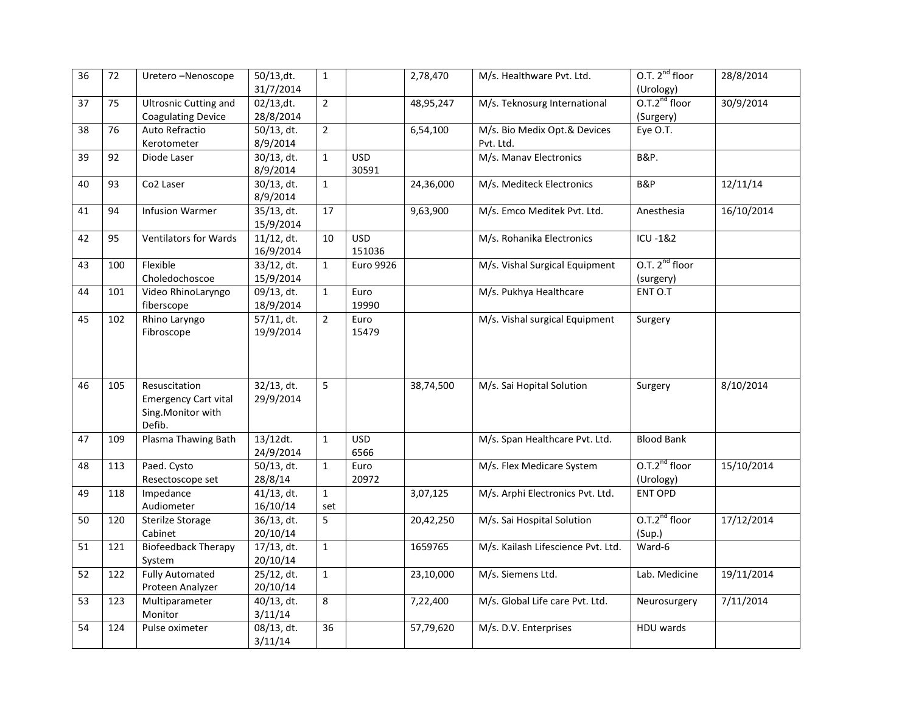| 36 | 72 | Uretero –Nenoscope | 50/13,dt. 31/7/2014 | 1 | | 2,78,470 | M/s. Healthware Pvt. Ltd. | O.T. 2nd floor (Urology) | 28/8/2014 |
|---|---|---|---|---|---|---|---|---|---|
| 37 | 75 | Ultrosnic Cutting and Coagulating Device | 02/13,dt. 28/8/2014 | 2 | | 48,95,247 | M/s. Teknosurg International | O.T.2nd floor (Surgery) | 30/9/2014 |
| 38 | 76 | Auto Refractio Kerotometer | 50/13, dt. 8/9/2014 | 2 | | 6,54,100 | M/s. Bio Medix Opt.& Devices Pvt. Ltd. | Eye O.T. | |
| 39 | 92 | Diode Laser | 30/13, dt. 8/9/2014 | 1 | USD 30591 | | M/s. Manav Electronics | B&P. | |
| 40 | 93 | Co2 Laser | 30/13, dt. 8/9/2014 | 1 | | 24,36,000 | M/s. Mediteck Electronics | B&P | 12/11/14 |
| 41 | 94 | Infusion Warmer | 35/13, dt. 15/9/2014 | 17 | | 9,63,900 | M/s. Emco Meditek Pvt. Ltd. | Anesthesia | 16/10/2014 |
| 42 | 95 | Ventilators for Wards | 11/12, dt. 16/9/2014 | 10 | USD 151036 | | M/s. Rohanika Electronics | ICU -1&2 | |
| 43 | 100 | Flexible Choledochoscoe | 33/12, dt. 15/9/2014 | 1 | Euro 9926 | | M/s. Vishal Surgical Equipment | O.T. 2nd floor (surgery) | |
| 44 | 101 | Video RhinoLaryngo fiberscope | 09/13, dt. 18/9/2014 | 1 | Euro 19990 | | M/s. Pukhya Healthcare | ENT O.T | |
| 45 | 102 | Rhino Laryngo Fibroscope | 57/11, dt. 19/9/2014 | 2 | Euro 15479 | | M/s. Vishal surgical Equipment | Surgery | |
| 46 | 105 | Resuscitation Emergency Cart vital Sing.Monitor with Defib. | 32/13, dt. 29/9/2014 | 5 | | 38,74,500 | M/s. Sai Hopital Solution | Surgery | 8/10/2014 |
| 47 | 109 | Plasma Thawing Bath | 13/12dt. 24/9/2014 | 1 | USD 6566 | | M/s. Span Healthcare Pvt. Ltd. | Blood Bank | |
| 48 | 113 | Paed. Cysto Resectoscope set | 50/13, dt. 28/8/14 | 1 | Euro 20972 | | M/s. Flex Medicare System | O.T.2nd floor (Urology) | 15/10/2014 |
| 49 | 118 | Impedance Audiometer | 41/13, dt. 16/10/14 | 1 set | | 3,07,125 | M/s. Arphi Electronics Pvt. Ltd. | ENT OPD | |
| 50 | 120 | Sterilze Storage Cabinet | 36/13, dt. 20/10/14 | 5 | | 20,42,250 | M/s. Sai Hospital Solution | O.T.2nd floor (Sup.) | 17/12/2014 |
| 51 | 121 | Biofeedback Therapy System | 17/13, dt. 20/10/14 | 1 | | 1659765 | M/s. Kailash Lifescience Pvt. Ltd. | Ward-6 | |
| 52 | 122 | Fully Automated Proteen Analyzer | 25/12, dt. 20/10/14 | 1 | | 23,10,000 | M/s. Siemens Ltd. | Lab. Medicine | 19/11/2014 |
| 53 | 123 | Multiparameter Monitor | 40/13, dt. 3/11/14 | 8 | | 7,22,400 | M/s. Global Life care Pvt. Ltd. | Neurosurgery | 7/11/2014 |
| 54 | 124 | Pulse oximeter | 08/13, dt. 3/11/14 | 36 | | 57,79,620 | M/s. D.V. Enterprises | HDU wards | |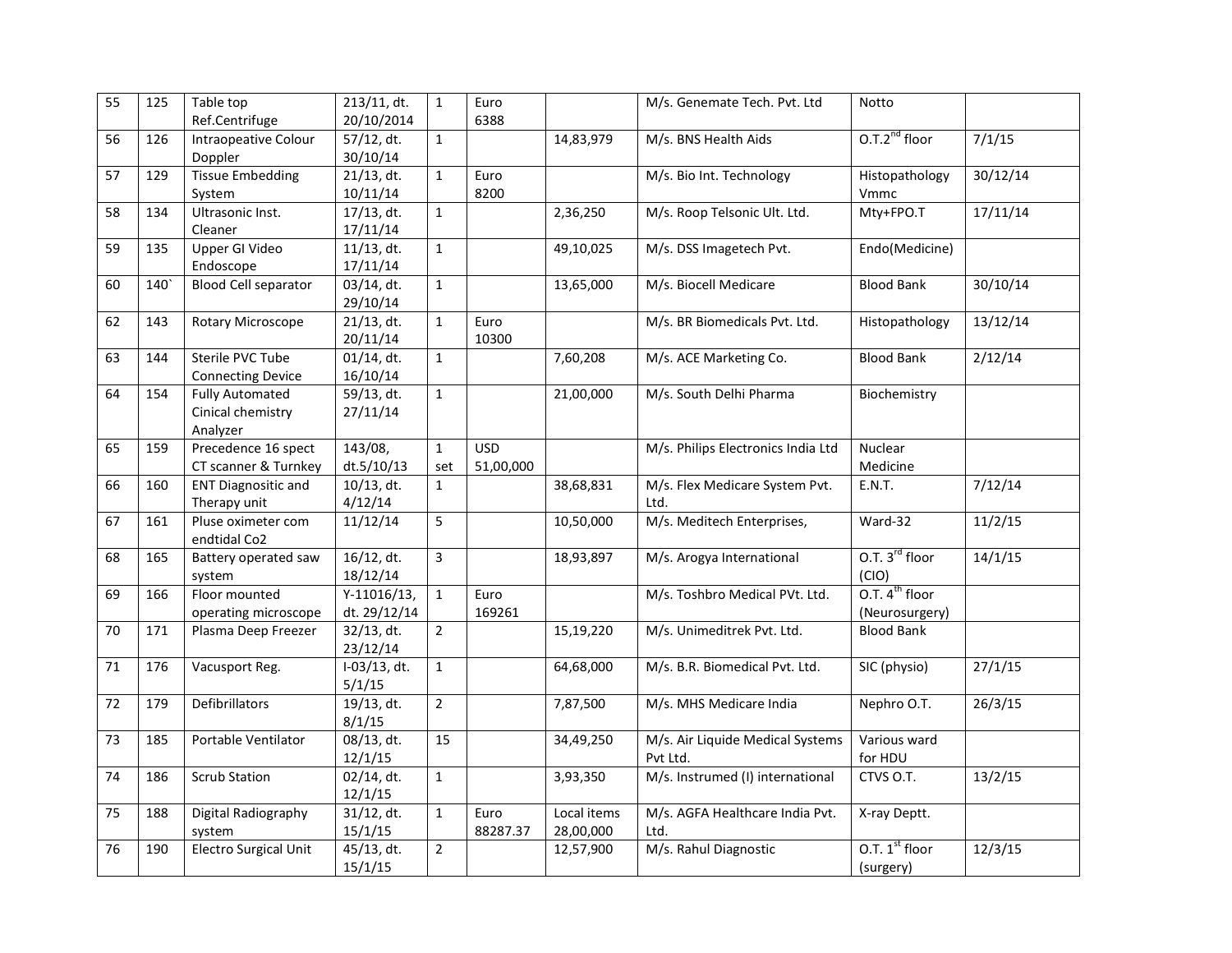| | | | | | | | | | |
|---|---|---|---|---|---|---|---|---|---|
| 55 | 125 | Table top Ref.Centrifuge | 213/11, dt. 20/10/2014 | 1 | Euro 6388 | | M/s. Genemate Tech. Pvt. Ltd | Notto | |
| 56 | 126 | Intraopeative Colour Doppler | 57/12, dt. 30/10/14 | 1 | | 14,83,979 | M/s. BNS Health Aids | O.T.2nd floor | 7/1/15 |
| 57 | 129 | Tissue Embedding System | 21/13, dt. 10/11/14 | 1 | Euro 8200 | | M/s. Bio Int. Technology | Histopathology Vmmc | 30/12/14 |
| 58 | 134 | Ultrasonic Inst. Cleaner | 17/13, dt. 17/11/14 | 1 | | 2,36,250 | M/s. Roop Telsonic Ult. Ltd. | Mty+FPO.T | 17/11/14 |
| 59 | 135 | Upper GI Video Endoscope | 11/13, dt. 17/11/14 | 1 | | 49,10,025 | M/s. DSS Imagetech Pvt. | Endo(Medicine) | |
| 60 | 140` | Blood Cell separator | 03/14, dt. 29/10/14 | 1 | | 13,65,000 | M/s. Biocell Medicare | Blood Bank | 30/10/14 |
| 62 | 143 | Rotary Microscope | 21/13, dt. 20/11/14 | 1 | Euro 10300 | | M/s. BR Biomedicals Pvt. Ltd. | Histopathology | 13/12/14 |
| 63 | 144 | Sterile PVC Tube Connecting Device | 01/14, dt. 16/10/14 | 1 | | 7,60,208 | M/s. ACE Marketing Co. | Blood Bank | 2/12/14 |
| 64 | 154 | Fully Automated Cinical chemistry Analyzer | 59/13, dt. 27/11/14 | 1 | | 21,00,000 | M/s. South Delhi Pharma | Biochemistry | |
| 65 | 159 | Precedence 16 spect CT scanner & Turnkey | 143/08, dt.5/10/13 | 1 set | USD 51,00,000 | | M/s. Philips Electronics India Ltd | Nuclear Medicine | |
| 66 | 160 | ENT Diagnositic and Therapy unit | 10/13, dt. 4/12/14 | 1 | | 38,68,831 | M/s. Flex Medicare System Pvt. Ltd. | E.N.T. | 7/12/14 |
| 67 | 161 | Pluse oximeter com endtidal Co2 | 11/12/14 | 5 | | 10,50,000 | M/s. Meditech Enterprises, | Ward-32 | 11/2/15 |
| 68 | 165 | Battery operated saw system | 16/12, dt. 18/12/14 | 3 | | 18,93,897 | M/s. Arogya International | O.T. 3rd floor (CIO) | 14/1/15 |
| 69 | 166 | Floor mounted operating microscope | Y-11016/13, dt. 29/12/14 | 1 | Euro 169261 | | M/s. Toshbro Medical PVt. Ltd. | O.T. 4th floor (Neurosurgery) | |
| 70 | 171 | Plasma Deep Freezer | 32/13, dt. 23/12/14 | 2 | | 15,19,220 | M/s. Unimeditrek Pvt. Ltd. | Blood Bank | |
| 71 | 176 | Vacusport Reg. | I-03/13, dt. 5/1/15 | 1 | | 64,68,000 | M/s. B.R. Biomedical Pvt. Ltd. | SIC (physio) | 27/1/15 |
| 72 | 179 | Defibrillators | 19/13, dt. 8/1/15 | 2 | | 7,87,500 | M/s. MHS Medicare India | Nephro O.T. | 26/3/15 |
| 73 | 185 | Portable Ventilator | 08/13, dt. 12/1/15 | 15 | | 34,49,250 | M/s. Air Liquide Medical Systems Pvt Ltd. | Various ward for HDU | |
| 74 | 186 | Scrub Station | 02/14, dt. 12/1/15 | 1 | | 3,93,350 | M/s. Instrumed (I) international | CTVS O.T. | 13/2/15 |
| 75 | 188 | Digital Radiography system | 31/12, dt. 15/1/15 | 1 | Euro 88287.37 | Local items 28,00,000 | M/s. AGFA Healthcare India Pvt. Ltd. | X-ray Deptt. | |
| 76 | 190 | Electro Surgical Unit | 45/13, dt. 15/1/15 | 2 | | 12,57,900 | M/s. Rahul Diagnostic | O.T. 1st floor (surgery) | 12/3/15 |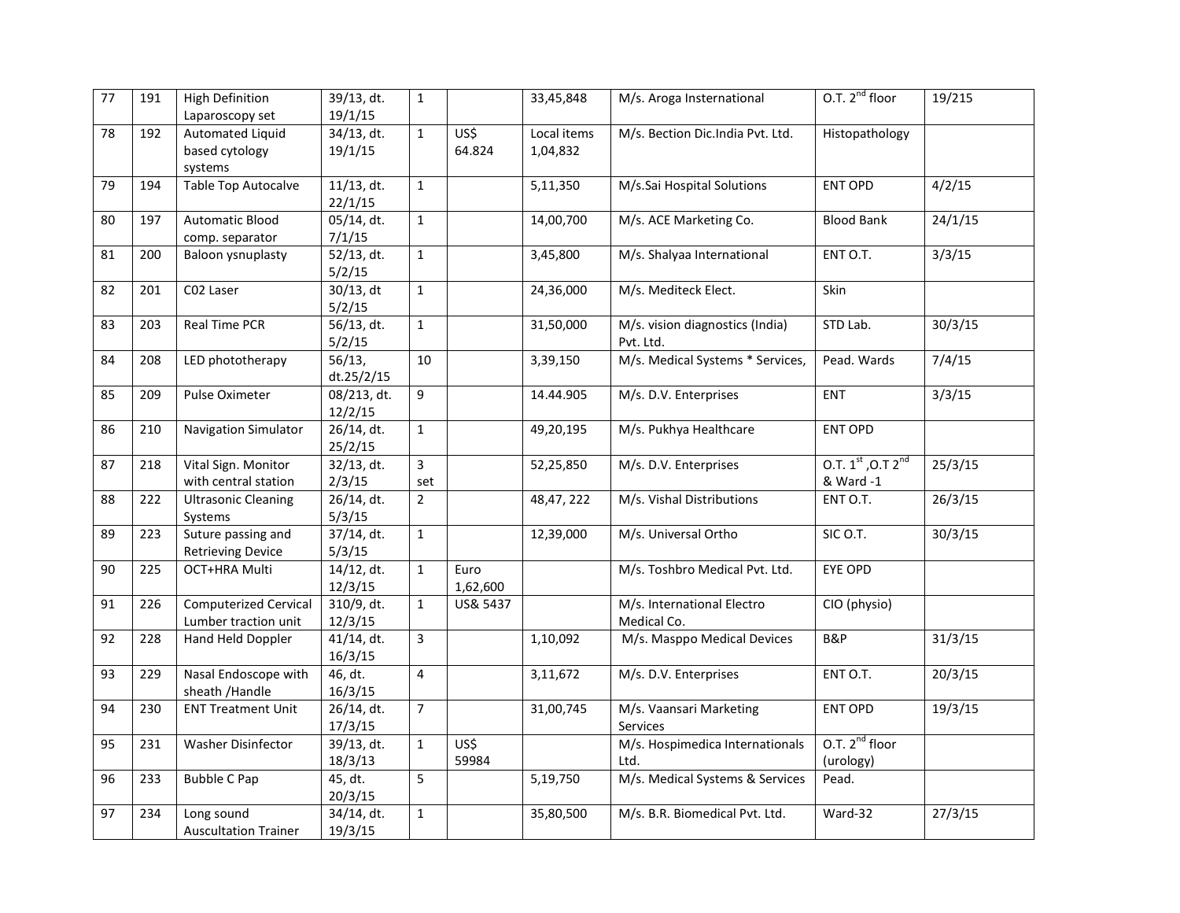| | | | | | | | | | |
|---|---|---|---|---|---|---|---|---|---|
| 77 | 191 | High Definition Laparoscopy set | 39/13, dt. 19/1/15 | 1 | | 33,45,848 | M/s. Aroga International | O.T. 2nd floor | 19/215 |
| 78 | 192 | Automated Liquid based cytology systems | 34/13, dt. 19/1/15 | 1 | US$ 64.824 | Local items 1,04,832 | M/s. Bection Dic.India Pvt. Ltd. | Histopathology | |
| 79 | 194 | Table Top Autocalve | 11/13, dt. 22/1/15 | 1 | | 5,11,350 | M/s.Sai Hospital Solutions | ENT OPD | 4/2/15 |
| 80 | 197 | Automatic Blood comp. separator | 05/14, dt. 7/1/15 | 1 | | 14,00,700 | M/s. ACE Marketing Co. | Blood Bank | 24/1/15 |
| 81 | 200 | Baloon ysnuplasty | 52/13, dt. 5/2/15 | 1 | | 3,45,800 | M/s. Shalyaa International | ENT O.T. | 3/3/15 |
| 82 | 201 | C02 Laser | 30/13, dt 5/2/15 | 1 | | 24,36,000 | M/s. Mediteck Elect. | Skin | |
| 83 | 203 | Real Time PCR | 56/13, dt. 5/2/15 | 1 | | 31,50,000 | M/s. vision diagnostics (India) Pvt. Ltd. | STD Lab. | 30/3/15 |
| 84 | 208 | LED phototherapy | 56/13, dt.25/2/15 | 10 | | 3,39,150 | M/s. Medical Systems * Services, | Pead. Wards | 7/4/15 |
| 85 | 209 | Pulse Oximeter | 08/213, dt. 12/2/15 | 9 | | 14.44.905 | M/s. D.V. Enterprises | ENT | 3/3/15 |
| 86 | 210 | Navigation Simulator | 26/14, dt. 25/2/15 | 1 | | 49,20,195 | M/s. Pukhya Healthcare | ENT OPD | |
| 87 | 218 | Vital Sign. Monitor with central station | 32/13, dt. 2/3/15 | 3 set | | 52,25,850 | M/s. D.V. Enterprises | O.T. 1st ,O.T 2nd & Ward -1 | 25/3/15 |
| 88 | 222 | Ultrasonic Cleaning Systems | 26/14, dt. 5/3/15 | 2 | | 48,47, 222 | M/s. Vishal Distributions | ENT O.T. | 26/3/15 |
| 89 | 223 | Suture passing and Retrieving Device | 37/14, dt. 5/3/15 | 1 | | 12,39,000 | M/s. Universal Ortho | SIC O.T. | 30/3/15 |
| 90 | 225 | OCT+HRA Multi | 14/12, dt. 12/3/15 | 1 | Euro 1,62,600 | | M/s. Toshbro Medical Pvt. Ltd. | EYE OPD | |
| 91 | 226 | Computerized Cervical Lumber traction unit | 310/9, dt. 12/3/15 | 1 | US& 5437 | | M/s. International Electro Medical Co. | CIO (physio) | |
| 92 | 228 | Hand Held Doppler | 41/14, dt. 16/3/15 | 3 | | 1,10,092 | M/s. Masppo Medical Devices | B&P | 31/3/15 |
| 93 | 229 | Nasal Endoscope with sheath /Handle | 46, dt. 16/3/15 | 4 | | 3,11,672 | M/s. D.V. Enterprises | ENT O.T. | 20/3/15 |
| 94 | 230 | ENT Treatment Unit | 26/14, dt. 17/3/15 | 7 | | 31,00,745 | M/s. Vaansari Marketing Services | ENT OPD | 19/3/15 |
| 95 | 231 | Washer Disinfector | 39/13, dt. 18/3/13 | 1 | US$ 59984 | | M/s. Hospimedica Internationals Ltd. | O.T. 2nd floor (urology) | |
| 96 | 233 | Bubble C Pap | 45, dt. 20/3/15 | 5 | | 5,19,750 | M/s. Medical Systems & Services | Pead. | |
| 97 | 234 | Long sound Auscultation Trainer | 34/14, dt. 19/3/15 | 1 | | 35,80,500 | M/s. B.R. Biomedical Pvt. Ltd. | Ward-32 | 27/3/15 |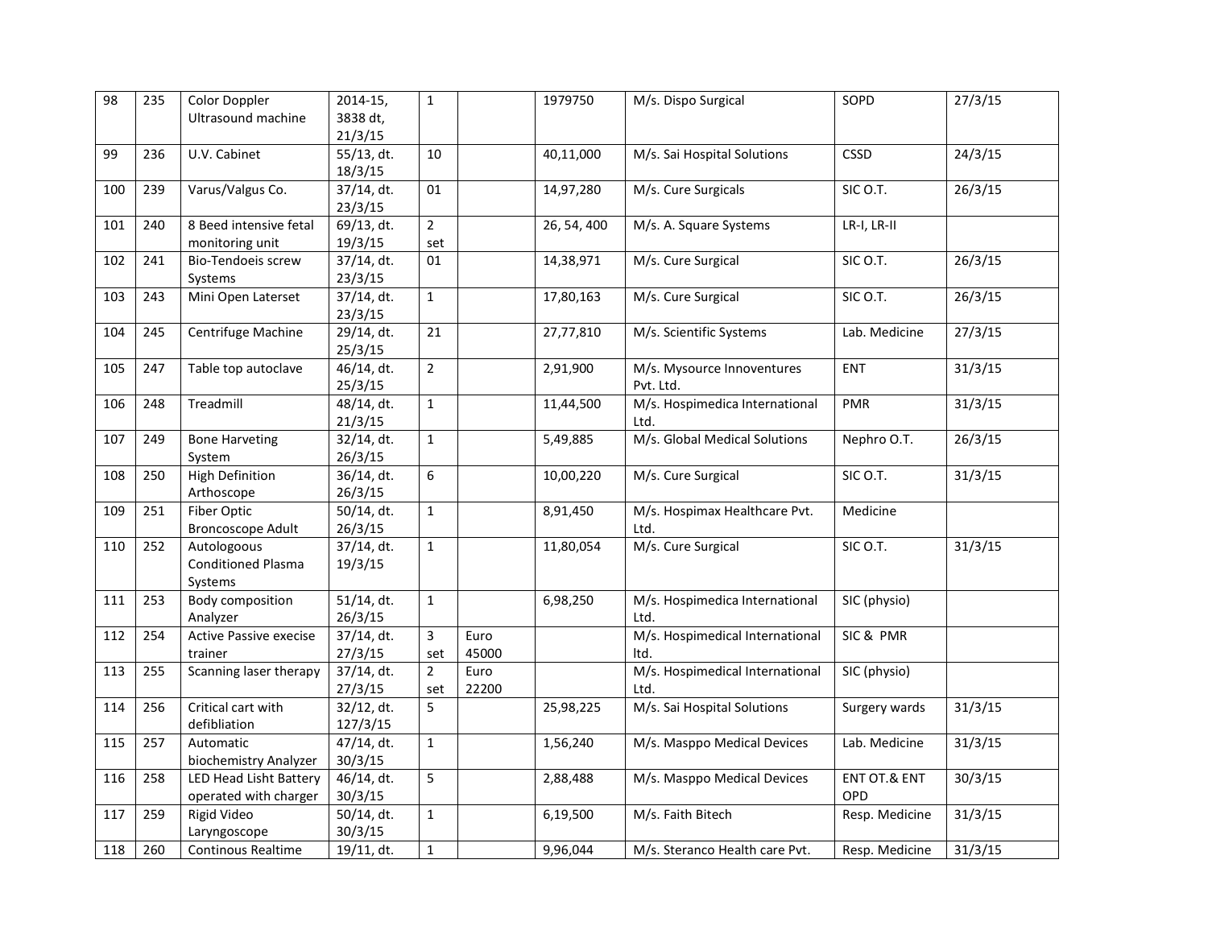| | | | | | | | | | |
|---|---|---|---|---|---|---|---|---|---|
| 98 | 235 | Color Doppler Ultrasound machine | 2014-15, 3838 dt, 21/3/15 | 1 | | 1979750 | M/s. Dispo Surgical | SOPD | 27/3/15 |
| 99 | 236 | U.V. Cabinet | 55/13, dt. 18/3/15 | 10 | | 40,11,000 | M/s. Sai Hospital Solutions | CSSD | 24/3/15 |
| 100 | 239 | Varus/Valgus Co. | 37/14, dt. 23/3/15 | 01 | | 14,97,280 | M/s. Cure Surgicals | SIC O.T. | 26/3/15 |
| 101 | 240 | 8 Beed intensive fetal monitoring unit | 69/13, dt. 19/3/15 | 2 set | | 26, 54, 400 | M/s. A. Square Systems | LR-I, LR-II | |
| 102 | 241 | Bio-Tendoeis screw Systems | 37/14, dt. 23/3/15 | 01 | | 14,38,971 | M/s. Cure Surgical | SIC O.T. | 26/3/15 |
| 103 | 243 | Mini Open Laterset | 37/14, dt. 23/3/15 | 1 | | 17,80,163 | M/s. Cure Surgical | SIC O.T. | 26/3/15 |
| 104 | 245 | Centrifuge Machine | 29/14, dt. 25/3/15 | 21 | | 27,77,810 | M/s. Scientific Systems | Lab. Medicine | 27/3/15 |
| 105 | 247 | Table top autoclave | 46/14, dt. 25/3/15 | 2 | | 2,91,900 | M/s. Mysource Innoventures Pvt. Ltd. | ENT | 31/3/15 |
| 106 | 248 | Treadmill | 48/14, dt. 21/3/15 | 1 | | 11,44,500 | M/s. Hospimedica International Ltd. | PMR | 31/3/15 |
| 107 | 249 | Bone Harveting System | 32/14, dt. 26/3/15 | 1 | | 5,49,885 | M/s. Global Medical Solutions | Nephro O.T. | 26/3/15 |
| 108 | 250 | High Definition Arthoscope | 36/14, dt. 26/3/15 | 6 | | 10,00,220 | M/s. Cure Surgical | SIC O.T. | 31/3/15 |
| 109 | 251 | Fiber Optic Broncoscope Adult | 50/14, dt. 26/3/15 | 1 | | 8,91,450 | M/s. Hospimax Healthcare Pvt. Ltd. | Medicine | |
| 110 | 252 | Autologoous Conditioned Plasma Systems | 37/14, dt. 19/3/15 | 1 | | 11,80,054 | M/s. Cure Surgical | SIC O.T. | 31/3/15 |
| 111 | 253 | Body composition Analyzer | 51/14, dt. 26/3/15 | 1 | | 6,98,250 | M/s. Hospimedica International Ltd. | SIC (physio) | |
| 112 | 254 | Active Passive execise trainer | 37/14, dt. 27/3/15 | 3 set | Euro 45000 | | M/s. Hospimedical International ltd. | SIC & PMR | |
| 113 | 255 | Scanning laser therapy | 37/14, dt. 27/3/15 | 2 set | Euro 22200 | | M/s. Hospimedical International Ltd. | SIC (physio) | |
| 114 | 256 | Critical cart with defibliation | 32/12, dt. 127/3/15 | 5 | | 25,98,225 | M/s. Sai Hospital Solutions | Surgery wards | 31/3/15 |
| 115 | 257 | Automatic biochemistry Analyzer | 47/14, dt. 30/3/15 | 1 | | 1,56,240 | M/s. Masppo Medical Devices | Lab. Medicine | 31/3/15 |
| 116 | 258 | LED Head Lisht Battery operated with charger | 46/14, dt. 30/3/15 | 5 | | 2,88,488 | M/s. Masppo Medical Devices | ENT OT.& ENT OPD | 30/3/15 |
| 117 | 259 | Rigid Video Laryngoscope | 50/14, dt. 30/3/15 | 1 | | 6,19,500 | M/s. Faith Bitech | Resp. Medicine | 31/3/15 |
| 118 | 260 | Continous Realtime | 19/11, dt. | 1 | | 9,96,044 | M/s. Steranco Health care Pvt. | Resp. Medicine | 31/3/15 |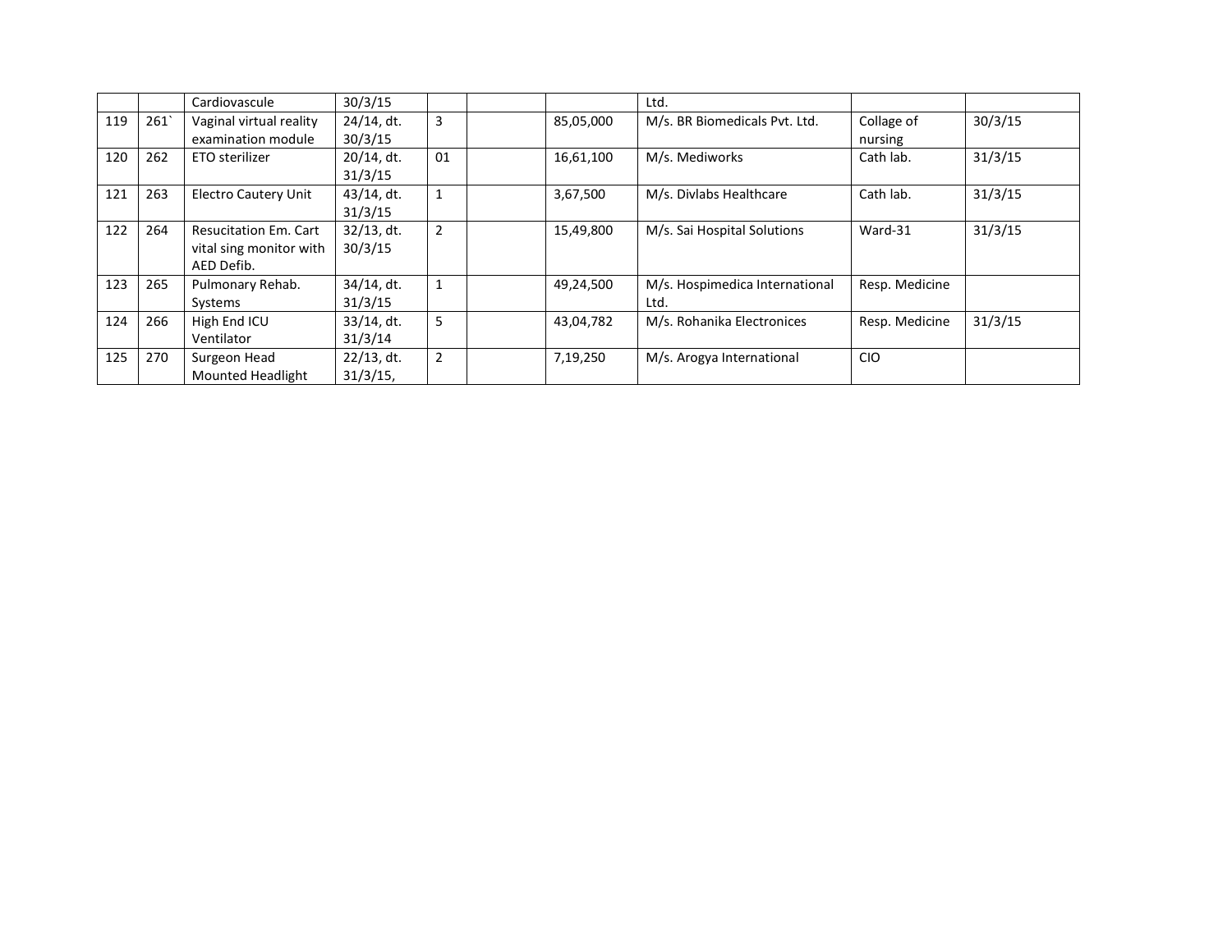| | | | | | | | | | |
|---|---|---|---|---|---|---|---|---|---|
| | | Cardiovascule | 30/3/15 | | | | Ltd. | | |
| 119 | 261` | Vaginal virtual reality examination module | 24/14, dt. 30/3/15 | 3 | | 85,05,000 | M/s. BR Biomedicals Pvt. Ltd. | Collage of nursing | 30/3/15 |
| 120 | 262 | ETO sterilizer | 20/14, dt. 31/3/15 | 01 | | 16,61,100 | M/s. Mediworks | Cath lab. | 31/3/15 |
| 121 | 263 | Electro Cautery Unit | 43/14, dt. 31/3/15 | 1 | | 3,67,500 | M/s. Divlabs Healthcare | Cath lab. | 31/3/15 |
| 122 | 264 | Resucitation Em. Cart vital sing monitor with AED Defib. | 32/13, dt. 30/3/15 | 2 | | 15,49,800 | M/s. Sai Hospital Solutions | Ward-31 | 31/3/15 |
| 123 | 265 | Pulmonary Rehab. Systems | 34/14, dt. 31/3/15 | 1 | | 49,24,500 | M/s. Hospimedica International Ltd. | Resp. Medicine | |
| 124 | 266 | High End ICU Ventilator | 33/14, dt. 31/3/14 | 5 | | 43,04,782 | M/s. Rohanika Electronices | Resp. Medicine | 31/3/15 |
| 125 | 270 | Surgeon Head Mounted Headlight | 22/13, dt. 31/3/15, | 2 | | 7,19,250 | M/s. Arogya International | CIO | |